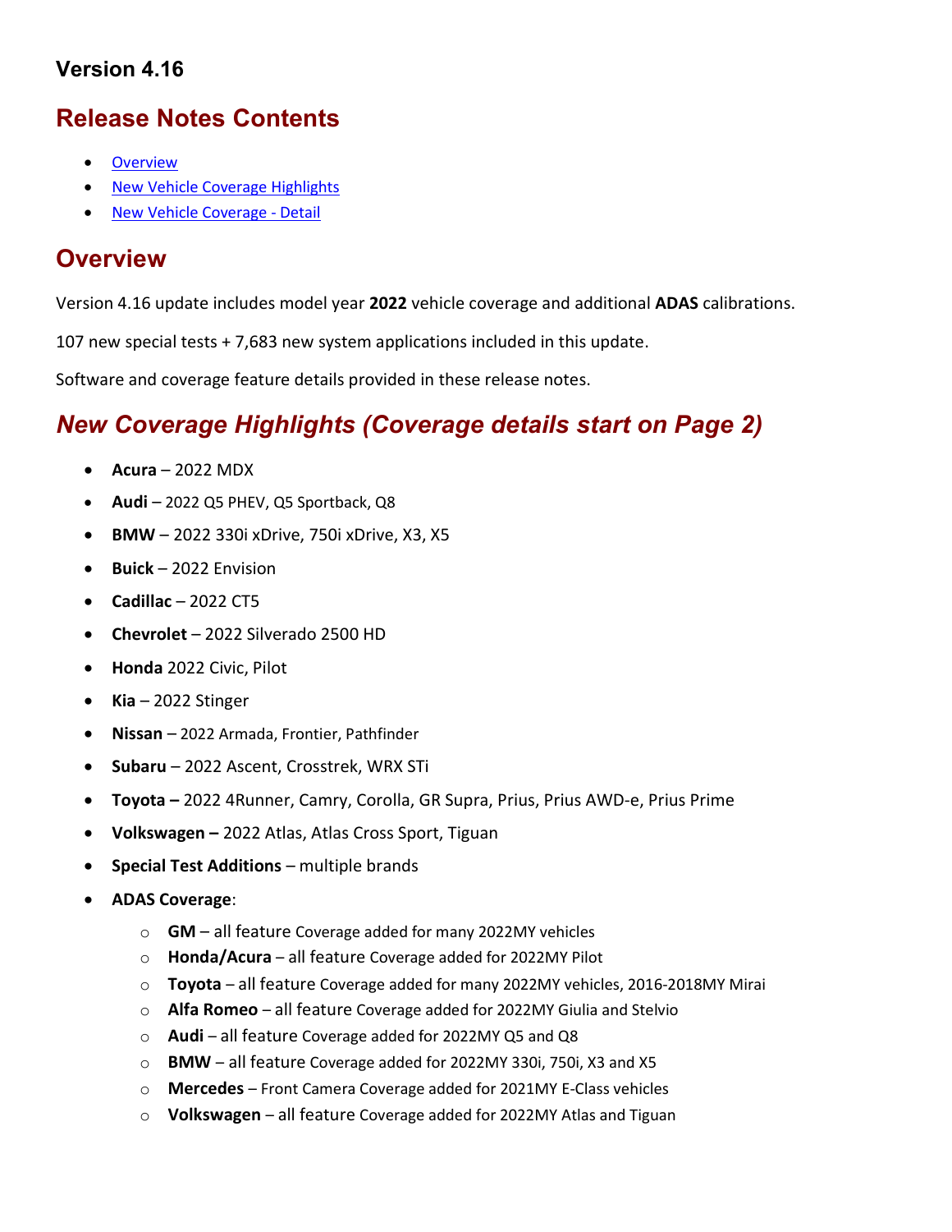### Version 4.16

## Release Notes Contents

- Overview
- New Vehicle Coverage Highlights
- New Vehicle Coverage - Detail

## Overview

Version 4.16 update includes model year **2022** vehicle coverage and additional **ADAS** calibrations.

107 new special tests + 7,683 new system applications included in this update.

Software and coverage feature details provided in these release notes.

## *New Coverage Highlights (Coverage details start on Page 2)*

- **Acura** – 2022 MDX
- **Audi** – 2022 Q5 PHEV, Q5 Sportback, Q8
- **BMW** – 2022 330i xDrive, 750i xDrive, X3, X5
- **Buick** – 2022 Envision
- **Cadillac** – 2022 CT5
- **Chevrolet** – 2022 Silverado 2500 HD
- **Honda** 2022 Civic, Pilot
- **Kia** – 2022 Stinger
- **Nissan** – 2022 Armada, Frontier, Pathfinder
- **Subaru** – 2022 Ascent, Crosstrek, WRX STi
- **Toyota –** 2022 4Runner, Camry, Corolla, GR Supra, Prius, Prius AWD-e, Prius Prime
- **Volkswagen –** 2022 Atlas, Atlas Cross Sport, Tiguan
- **Special Test Additions** – multiple brands
- **ADAS Coverage**:
  - **GM** – all feature Coverage added for many 2022MY vehicles
  - **Honda/Acura** – all feature Coverage added for 2022MY Pilot
  - **Toyota** – all feature Coverage added for many 2022MY vehicles, 2016-2018MY Mirai
  - **Alfa Romeo** – all feature Coverage added for 2022MY Giulia and Stelvio
  - **Audi** – all feature Coverage added for 2022MY Q5 and Q8
  - **BMW** – all feature Coverage added for 2022MY 330i, 750i, X3 and X5
  - **Mercedes** – Front Camera Coverage added for 2021MY E-Class vehicles
  - **Volkswagen** – all feature Coverage added for 2022MY Atlas and Tiguan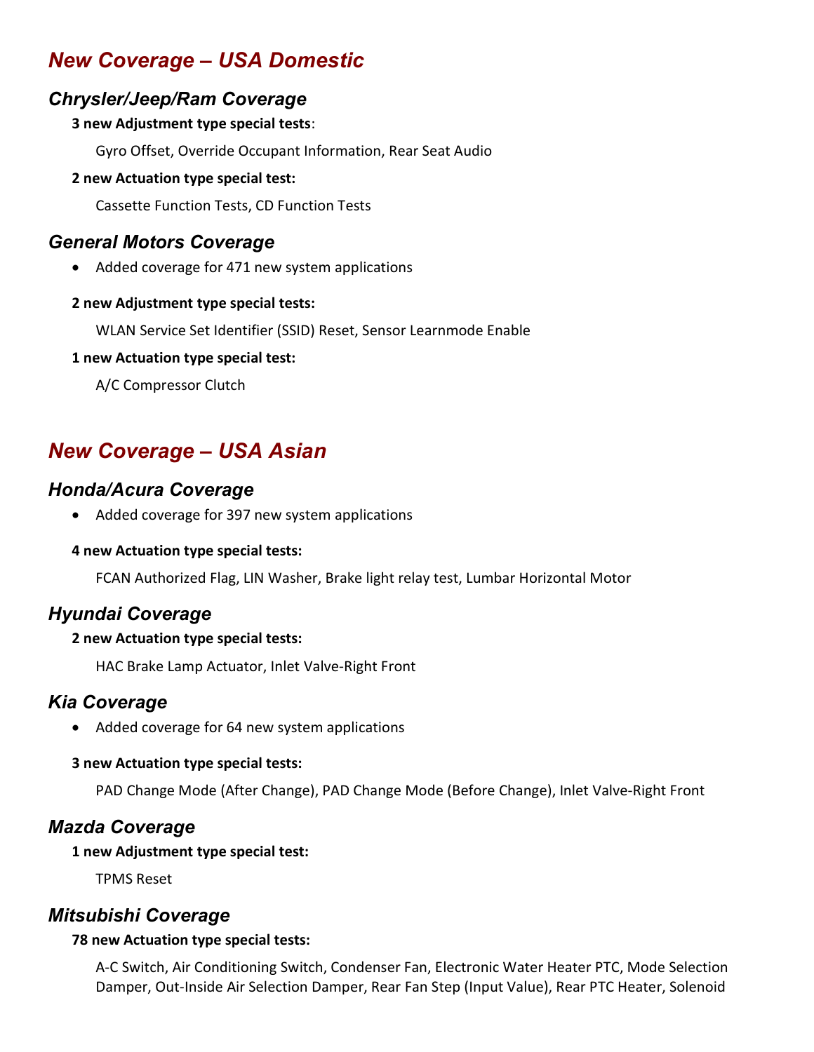# *New Coverage – USA Domestic*

## *Chrysler/Jeep/Ram Coverage*

**3 new Adjustment type special tests**:

Gyro Offset, Override Occupant Information, Rear Seat Audio

**2 new Actuation type special test:**

Cassette Function Tests, CD Function Tests

## *General Motors Coverage*

- Added coverage for 471 new system applications

**2 new Adjustment type special tests:**

WLAN Service Set Identifier (SSID) Reset, Sensor Learnmode Enable

**1 new Actuation type special test:**

A/C Compressor Clutch

# *New Coverage – USA Asian*

## *Honda/Acura Coverage*

- Added coverage for 397 new system applications

**4 new Actuation type special tests:**

FCAN Authorized Flag, LIN Washer, Brake light relay test, Lumbar Horizontal Motor

## *Hyundai Coverage*

**2 new Actuation type special tests:**

HAC Brake Lamp Actuator, Inlet Valve-Right Front

## *Kia Coverage*

- Added coverage for 64 new system applications

**3 new Actuation type special tests:**

PAD Change Mode (After Change), PAD Change Mode (Before Change), Inlet Valve-Right Front

## *Mazda Coverage*

**1 new Adjustment type special test:**

TPMS Reset

## *Mitsubishi Coverage*

**78 new Actuation type special tests:**

A-C Switch, Air Conditioning Switch, Condenser Fan, Electronic Water Heater PTC, Mode Selection Damper, Out-Inside Air Selection Damper, Rear Fan Step (Input Value), Rear PTC Heater, Solenoid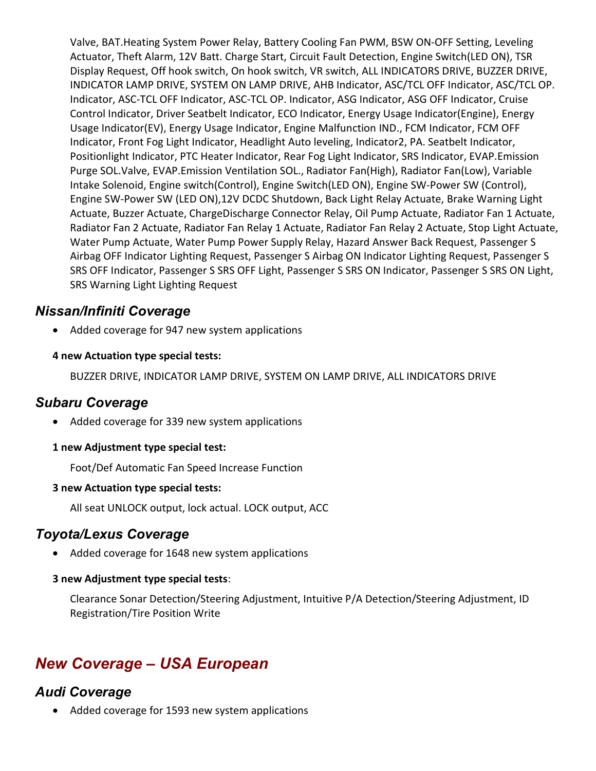Valve, BAT.Heating System Power Relay, Battery Cooling Fan PWM, BSW ON-OFF Setting, Leveling Actuator, Theft Alarm, 12V Batt. Charge Start, Circuit Fault Detection, Engine Switch(LED ON), TSR Display Request, Off hook switch, On hook switch, VR switch, ALL INDICATORS DRIVE, BUZZER DRIVE, INDICATOR LAMP DRIVE, SYSTEM ON LAMP DRIVE, AHB Indicator, ASC/TCL OFF Indicator, ASC/TCL OP. Indicator, ASC-TCL OFF Indicator, ASC-TCL OP. Indicator, ASG Indicator, ASG OFF Indicator, Cruise Control Indicator, Driver Seatbelt Indicator, ECO Indicator, Energy Usage Indicator(Engine), Energy Usage Indicator(EV), Energy Usage Indicator, Engine Malfunction IND., FCM Indicator, FCM OFF Indicator, Front Fog Light Indicator, Headlight Auto leveling, Indicator2, PA. Seatbelt Indicator, Positionlight Indicator, PTC Heater Indicator, Rear Fog Light Indicator, SRS Indicator, EVAP.Emission Purge SOL.Valve, EVAP.Emission Ventilation SOL., Radiator Fan(High), Radiator Fan(Low), Variable Intake Solenoid, Engine switch(Control), Engine Switch(LED ON), Engine SW-Power SW (Control), Engine SW-Power SW (LED ON),12V DCDC Shutdown, Back Light Relay Actuate, Brake Warning Light Actuate, Buzzer Actuate, ChargeDischarge Connector Relay, Oil Pump Actuate, Radiator Fan 1 Actuate, Radiator Fan 2 Actuate, Radiator Fan Relay 1 Actuate, Radiator Fan Relay 2 Actuate, Stop Light Actuate, Water Pump Actuate, Water Pump Power Supply Relay, Hazard Answer Back Request, Passenger S Airbag OFF Indicator Lighting Request, Passenger S Airbag ON Indicator Lighting Request, Passenger S SRS OFF Indicator, Passenger S SRS OFF Light, Passenger S SRS ON Indicator, Passenger S SRS ON Light, SRS Warning Light Lighting Request

### *Nissan/Infiniti Coverage*

- Added coverage for 947 new system applications

**4 new Actuation type special tests:**

BUZZER DRIVE, INDICATOR LAMP DRIVE, SYSTEM ON LAMP DRIVE, ALL INDICATORS DRIVE

### *Subaru Coverage*

- Added coverage for 339 new system applications

**1 new Adjustment type special test:**

Foot/Def Automatic Fan Speed Increase Function

**3 new Actuation type special tests:**

All seat UNLOCK output, lock actual. LOCK output, ACC

### *Toyota/Lexus Coverage*

- Added coverage for 1648 new system applications

**3 new Adjustment type special tests**:

Clearance Sonar Detection/Steering Adjustment, Intuitive P/A Detection/Steering Adjustment, ID Registration/Tire Position Write

## *New Coverage – USA European*

### *Audi Coverage*

- Added coverage for 1593 new system applications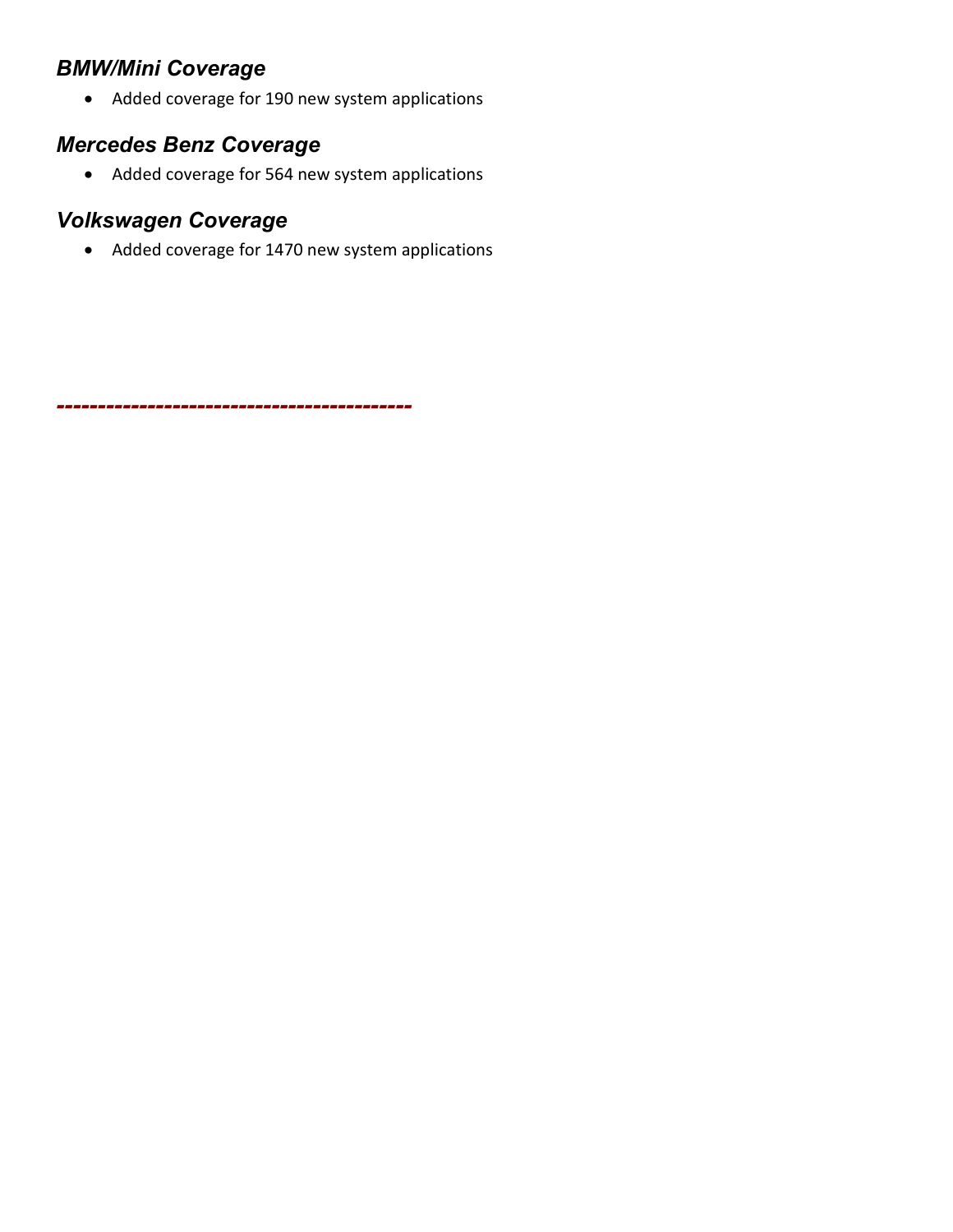### *BMW/Mini Coverage*

- Added coverage for 190 new system applications

### *Mercedes Benz Coverage*

- Added coverage for 564 new system applications

### *Volkswagen Coverage*

- Added coverage for 1470 new system applications

-------------------------------------------